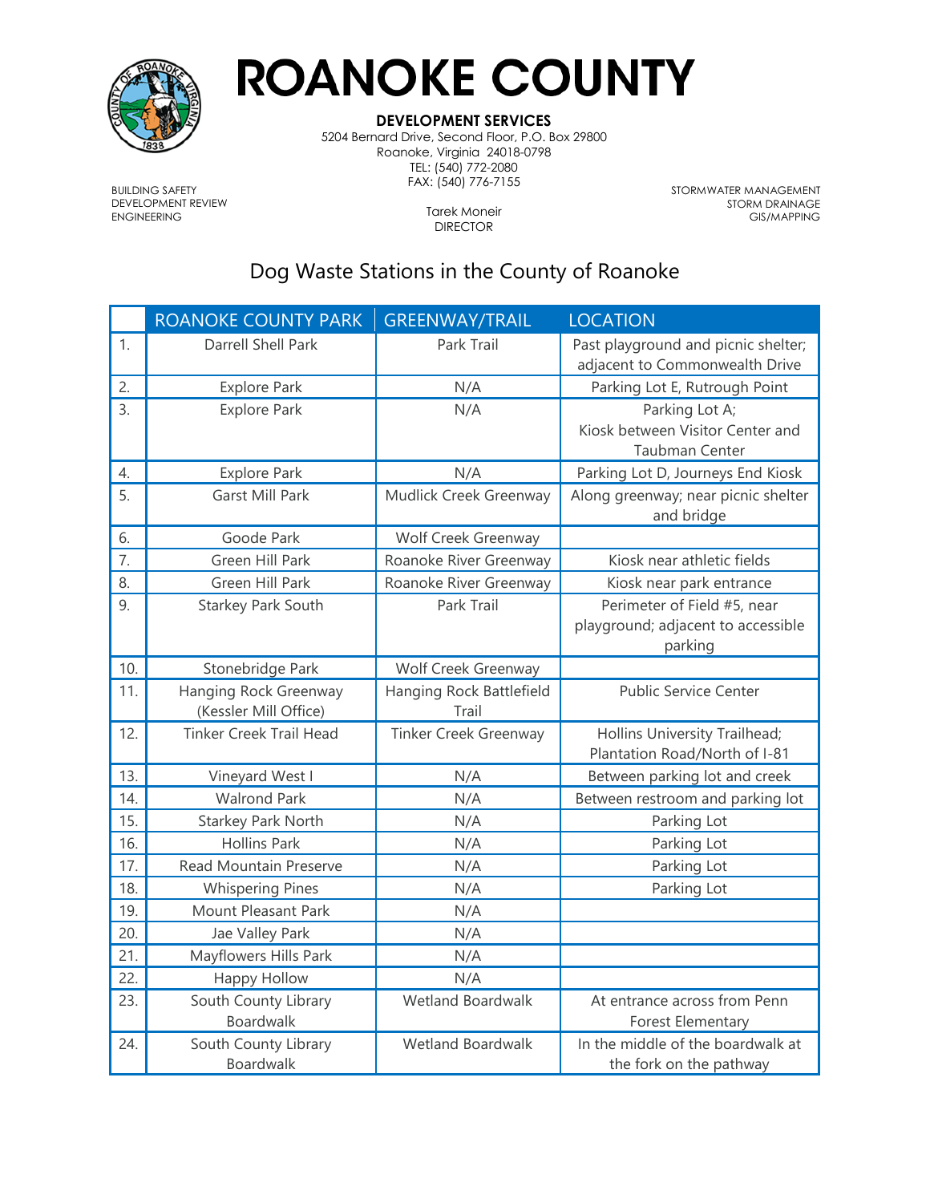# ROANOKE COUNTY

**DEVELOPMENT SERVICES**
5204 Bernard Drive, Second Floor, P.O. Box 29800
Roanoke, Virginia 24018-0798
TEL: (540) 772-2080
FAX: (540) 776-7155

BUILDING SAFETY
DEVELOPMENT REVIEW
ENGINEERING

Tarek Moneir
DIRECTOR

STORMWATER MANAGEMENT
STORM DRAINAGE
GIS/MAPPING

## Dog Waste Stations in the County of Roanoke

| | ROANOKE COUNTY PARK | GREENWAY/TRAIL | LOCATION |
|---|---|---|---|
| 1. | Darrell Shell Park | Park Trail | Past playground and picnic shelter; adjacent to Commonwealth Drive |
| 2. | Explore Park | N/A | Parking Lot E, Rutrough Point |
| 3. | Explore Park | N/A | Parking Lot A; Kiosk between Visitor Center and Taubman Center |
| 4. | Explore Park | N/A | Parking Lot D, Journeys End Kiosk |
| 5. | Garst Mill Park | Mudlick Creek Greenway | Along greenway; near picnic shelter and bridge |
| 6. | Goode Park | Wolf Creek Greenway | |
| 7. | Green Hill Park | Roanoke River Greenway | Kiosk near athletic fields |
| 8. | Green Hill Park | Roanoke River Greenway | Kiosk near park entrance |
| 9. | Starkey Park South | Park Trail | Perimeter of Field #5, near playground; adjacent to accessible parking |
| 10. | Stonebridge Park | Wolf Creek Greenway | |
| 11. | Hanging Rock Greenway (Kessler Mill Office) | Hanging Rock Battlefield Trail | Public Service Center |
| 12. | Tinker Creek Trail Head | Tinker Creek Greenway | Hollins University Trailhead; Plantation Road/North of I-81 |
| 13. | Vineyard West I | N/A | Between parking lot and creek |
| 14. | Walrond Park | N/A | Between restroom and parking lot |
| 15. | Starkey Park North | N/A | Parking Lot |
| 16. | Hollins Park | N/A | Parking Lot |
| 17. | Read Mountain Preserve | N/A | Parking Lot |
| 18. | Whispering Pines | N/A | Parking Lot |
| 19. | Mount Pleasant Park | N/A | |
| 20. | Jae Valley Park | N/A | |
| 21. | Mayflowers Hills Park | N/A | |
| 22. | Happy Hollow | N/A | |
| 23. | South County Library Boardwalk | Wetland Boardwalk | At entrance across from Penn Forest Elementary |
| 24. | South County Library Boardwalk | Wetland Boardwalk | In the middle of the boardwalk at the fork on the pathway |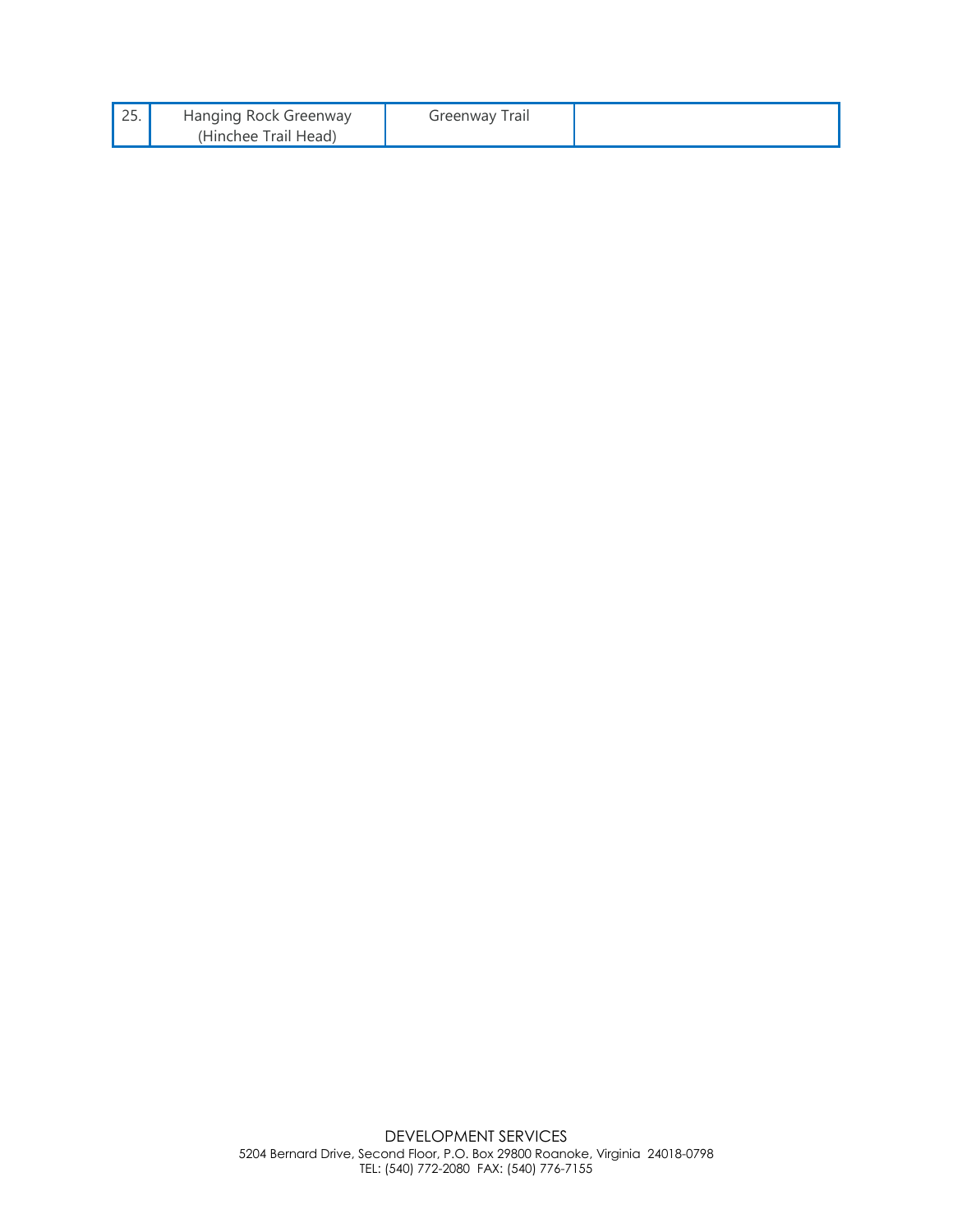| | | | |
|---|---|---|---|
| 25. | Hanging Rock Greenway (Hinchee Trail Head) | Greenway Trail | |